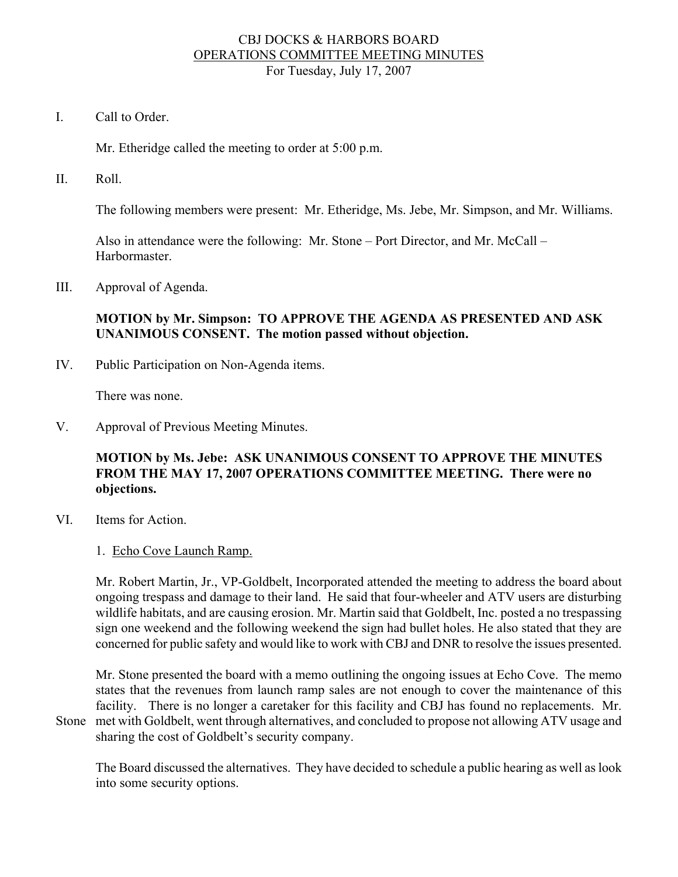# CBJ DOCKS & HARBORS BOARD

## OPERATIONS COMMITTEE MEETING MINUTES

For Tuesday, July 17, 2007

I. Call to Order.

Mr. Etheridge called the meeting to order at 5:00 p.m.

II. Roll.

The following members were present: Mr. Etheridge, Ms. Jebe, Mr. Simpson, and Mr. Williams.

Also in attendance were the following: Mr. Stone – Port Director, and Mr. McCall – Harbormaster.

III. Approval of Agenda.

**MOTION by Mr. Simpson: TO APPROVE THE AGENDA AS PRESENTED AND ASK UNANIMOUS CONSENT. The motion passed without objection.**

IV. Public Participation on Non-Agenda items.

There was none.

V. Approval of Previous Meeting Minutes.

**MOTION by Ms. Jebe: ASK UNANIMOUS CONSENT TO APPROVE THE MINUTES FROM THE MAY 17, 2007 OPERATIONS COMMITTEE MEETING. There were no objections.**

VI. Items for Action.

1. Echo Cove Launch Ramp.

Mr. Robert Martin, Jr., VP-Goldbelt, Incorporated attended the meeting to address the board about ongoing trespass and damage to their land. He said that four-wheeler and ATV users are disturbing wildlife habitats, and are causing erosion. Mr. Martin said that Goldbelt, Inc. posted a no trespassing sign one weekend and the following weekend the sign had bullet holes. He also stated that they are concerned for public safety and would like to work with CBJ and DNR to resolve the issues presented.

Mr. Stone presented the board with a memo outlining the ongoing issues at Echo Cove. The memo states that the revenues from launch ramp sales are not enough to cover the maintenance of this facility. There is no longer a caretaker for this facility and CBJ has found no replacements. Mr. Stone met with Goldbelt, went through alternatives, and concluded to propose not allowing ATV usage and sharing the cost of Goldbelt's security company.

The Board discussed the alternatives. They have decided to schedule a public hearing as well as look into some security options.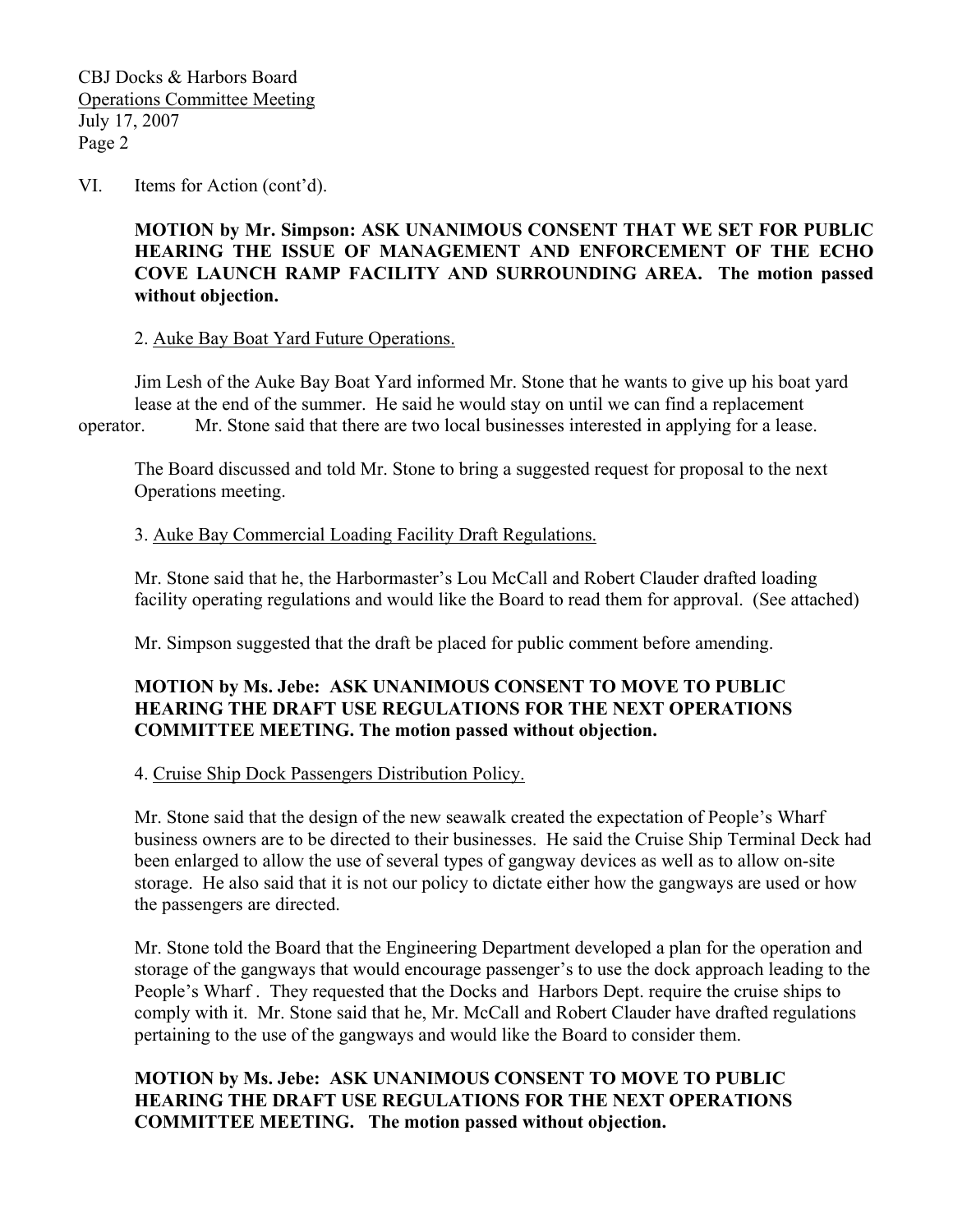VI. Items for Action (cont'd).

**MOTION by Mr. Simpson: ASK UNANIMOUS CONSENT THAT WE SET FOR PUBLIC HEARING THE ISSUE OF MANAGEMENT AND ENFORCEMENT OF THE ECHO COVE LAUNCH RAMP FACILITY AND SURROUNDING AREA. The motion passed without objection.**

2. Auke Bay Boat Yard Future Operations.

Jim Lesh of the Auke Bay Boat Yard informed Mr. Stone that he wants to give up his boat yard lease at the end of the summer. He said he would stay on until we can find a replacement operator. Mr. Stone said that there are two local businesses interested in applying for a lease.

The Board discussed and told Mr. Stone to bring a suggested request for proposal to the next Operations meeting.

3. Auke Bay Commercial Loading Facility Draft Regulations.

Mr. Stone said that he, the Harbormaster's Lou McCall and Robert Clauder drafted loading facility operating regulations and would like the Board to read them for approval. (See attached)

Mr. Simpson suggested that the draft be placed for public comment before amending.

**MOTION by Ms. Jebe: ASK UNANIMOUS CONSENT TO MOVE TO PUBLIC HEARING THE DRAFT USE REGULATIONS FOR THE NEXT OPERATIONS COMMITTEE MEETING. The motion passed without objection.**

4. Cruise Ship Dock Passengers Distribution Policy.

Mr. Stone said that the design of the new seawalk created the expectation of People's Wharf business owners are to be directed to their businesses. He said the Cruise Ship Terminal Deck had been enlarged to allow the use of several types of gangway devices as well as to allow on-site storage. He also said that it is not our policy to dictate either how the gangways are used or how the passengers are directed.

Mr. Stone told the Board that the Engineering Department developed a plan for the operation and storage of the gangways that would encourage passenger's to use the dock approach leading to the People's Wharf . They requested that the Docks and Harbors Dept. require the cruise ships to comply with it. Mr. Stone said that he, Mr. McCall and Robert Clauder have drafted regulations pertaining to the use of the gangways and would like the Board to consider them.

**MOTION by Ms. Jebe: ASK UNANIMOUS CONSENT TO MOVE TO PUBLIC HEARING THE DRAFT USE REGULATIONS FOR THE NEXT OPERATIONS COMMITTEE MEETING. The motion passed without objection.**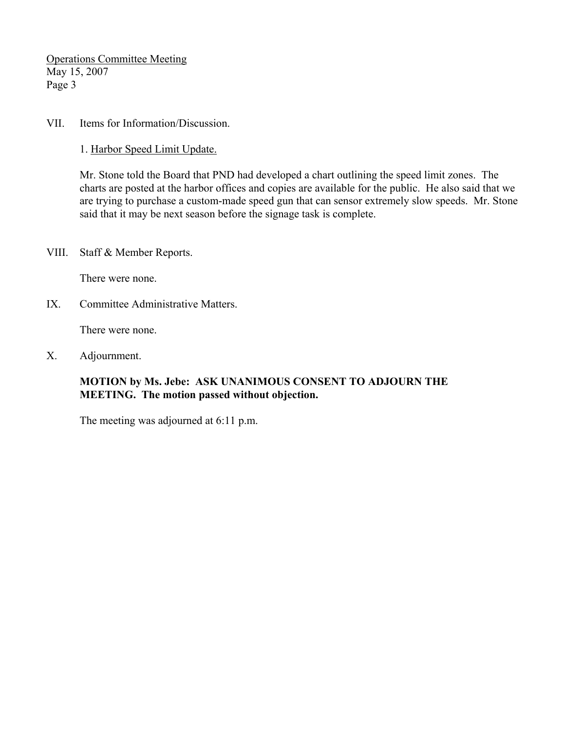VII. Items for Information/Discussion.

1. Harbor Speed Limit Update.

Mr. Stone told the Board that PND had developed a chart outlining the speed limit zones. The charts are posted at the harbor offices and copies are available for the public. He also said that we are trying to purchase a custom-made speed gun that can sensor extremely slow speeds. Mr. Stone said that it may be next season before the signage task is complete.

VIII. Staff & Member Reports.

There were none.

IX. Committee Administrative Matters.

There were none.

X. Adjournment.

**MOTION by Ms. Jebe: ASK UNANIMOUS CONSENT TO ADJOURN THE MEETING. The motion passed without objection.**

The meeting was adjourned at 6:11 p.m.